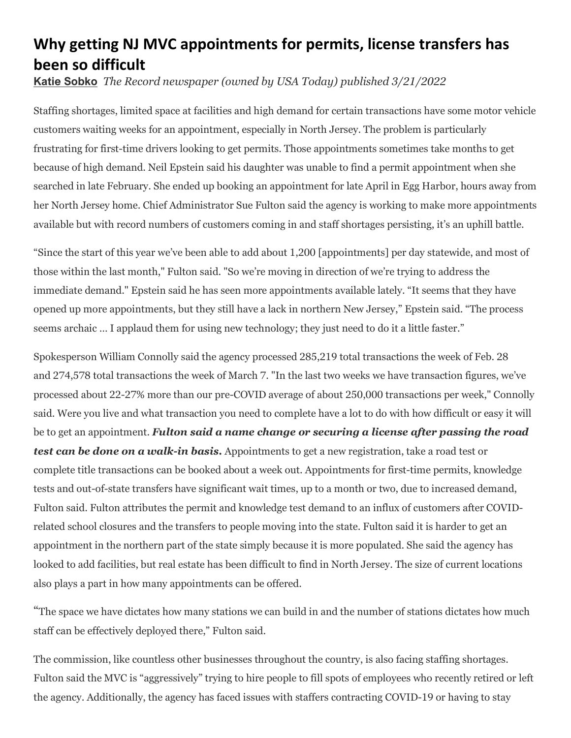# Why getting NJ MVC appointments for permits, license transfers has been so difficult

**Katie Sobko** *The Record newspaper (owned by USA Today) published 3/21/2022*

Staffing shortages, limited space at facilities and high demand for certain transactions have some motor vehicle customers waiting weeks for an appointment, especially in North Jersey. The problem is particularly frustrating for first-time drivers looking to get permits. Those appointments sometimes take months to get because of high demand. Neil Epstein said his daughter was unable to find a permit appointment when she searched in late February. She ended up booking an appointment for late April in Egg Harbor, hours away from her North Jersey home. Chief Administrator Sue Fulton said the agency is working to make more appointments available but with record numbers of customers coming in and staff shortages persisting, it's an uphill battle.

"Since the start of this year we've been able to add about 1,200 [appointments] per day statewide, and most of those within the last month," Fulton said. "So we're moving in direction of we're trying to address the immediate demand." Epstein said he has seen more appointments available lately. "It seems that they have opened up more appointments, but they still have a lack in northern New Jersey," Epstein said. "The process seems archaic ... I applaud them for using new technology; they just need to do it a little faster."

Spokesperson William Connolly said the agency processed 285,219 total transactions the week of Feb. 28 and 274,578 total transactions the week of March 7. "In the last two weeks we have transaction figures, we've processed about 22-27% more than our pre-COVID average of about 250,000 transactions per week," Connolly said. Were you live and what transaction you need to complete have a lot to do with how difficult or easy it will be to get an appointment. ***Fulton said a name change or securing a license after passing the road test can be done on a walk-in basis.*** Appointments to get a new registration, take a road test or complete title transactions can be booked about a week out. Appointments for first-time permits, knowledge tests and out-of-state transfers have significant wait times, up to a month or two, due to increased demand, Fulton said. Fulton attributes the permit and knowledge test demand to an influx of customers after COVID-related school closures and the transfers to people moving into the state. Fulton said it is harder to get an appointment in the northern part of the state simply because it is more populated. She said the agency has looked to add facilities, but real estate has been difficult to find in North Jersey. The size of current locations also plays a part in how many appointments can be offered.

"The space we have dictates how many stations we can build in and the number of stations dictates how much staff can be effectively deployed there," Fulton said.

The commission, like countless other businesses throughout the country, is also facing staffing shortages. Fulton said the MVC is "aggressively" trying to hire people to fill spots of employees who recently retired or left the agency. Additionally, the agency has faced issues with staffers contracting COVID-19 or having to stay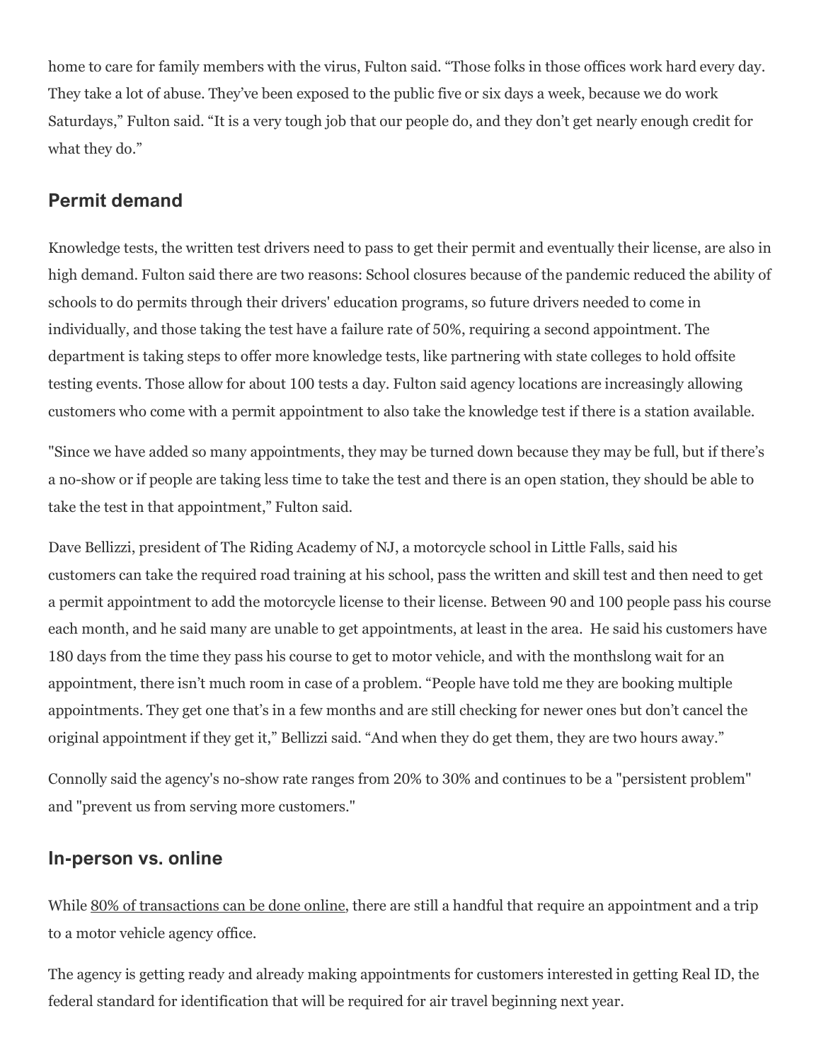home to care for family members with the virus, Fulton said. "Those folks in those offices work hard every day. They take a lot of abuse. They've been exposed to the public five or six days a week, because we do work Saturdays," Fulton said. "It is a very tough job that our people do, and they don't get nearly enough credit for what they do."

## Permit demand

Knowledge tests, the written test drivers need to pass to get their permit and eventually their license, are also in high demand. Fulton said there are two reasons: School closures because of the pandemic reduced the ability of schools to do permits through their drivers' education programs, so future drivers needed to come in individually, and those taking the test have a failure rate of 50%, requiring a second appointment. The department is taking steps to offer more knowledge tests, like partnering with state colleges to hold offsite testing events. Those allow for about 100 tests a day. Fulton said agency locations are increasingly allowing customers who come with a permit appointment to also take the knowledge test if there is a station available.

"Since we have added so many appointments, they may be turned down because they may be full, but if there's a no-show or if people are taking less time to take the test and there is an open station, they should be able to take the test in that appointment," Fulton said.

Dave Bellizzi, president of The Riding Academy of NJ, a motorcycle school in Little Falls, said his customers can take the required road training at his school, pass the written and skill test and then need to get a permit appointment to add the motorcycle license to their license. Between 90 and 100 people pass his course each month, and he said many are unable to get appointments, at least in the area. He said his customers have 180 days from the time they pass his course to get to motor vehicle, and with the monthslong wait for an appointment, there isn't much room in case of a problem. "People have told me they are booking multiple appointments. They get one that's in a few months and are still checking for newer ones but don't cancel the original appointment if they get it," Bellizzi said. "And when they do get them, they are two hours away."

Connolly said the agency's no-show rate ranges from 20% to 30% and continues to be a "persistent problem" and "prevent us from serving more customers."

## In-person vs. online

While 80% of transactions can be done online, there are still a handful that require an appointment and a trip to a motor vehicle agency office.

The agency is getting ready and already making appointments for customers interested in getting Real ID, the federal standard for identification that will be required for air travel beginning next year.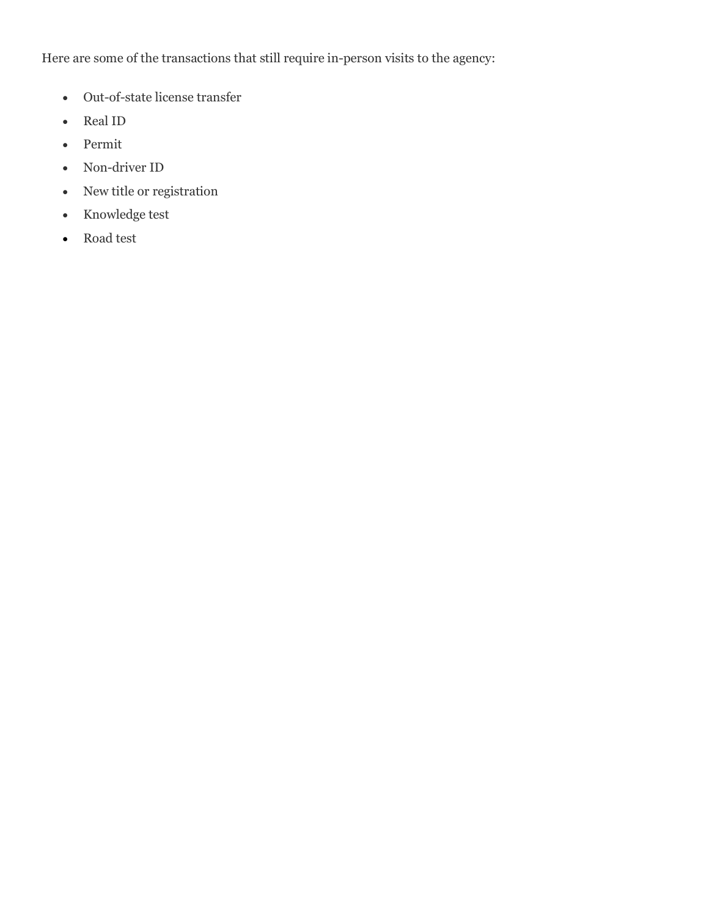Here are some of the transactions that still require in-person visits to the agency:

- Out-of-state license transfer
- Real ID
- Permit
- Non-driver ID
- New title or registration
- Knowledge test
- Road test